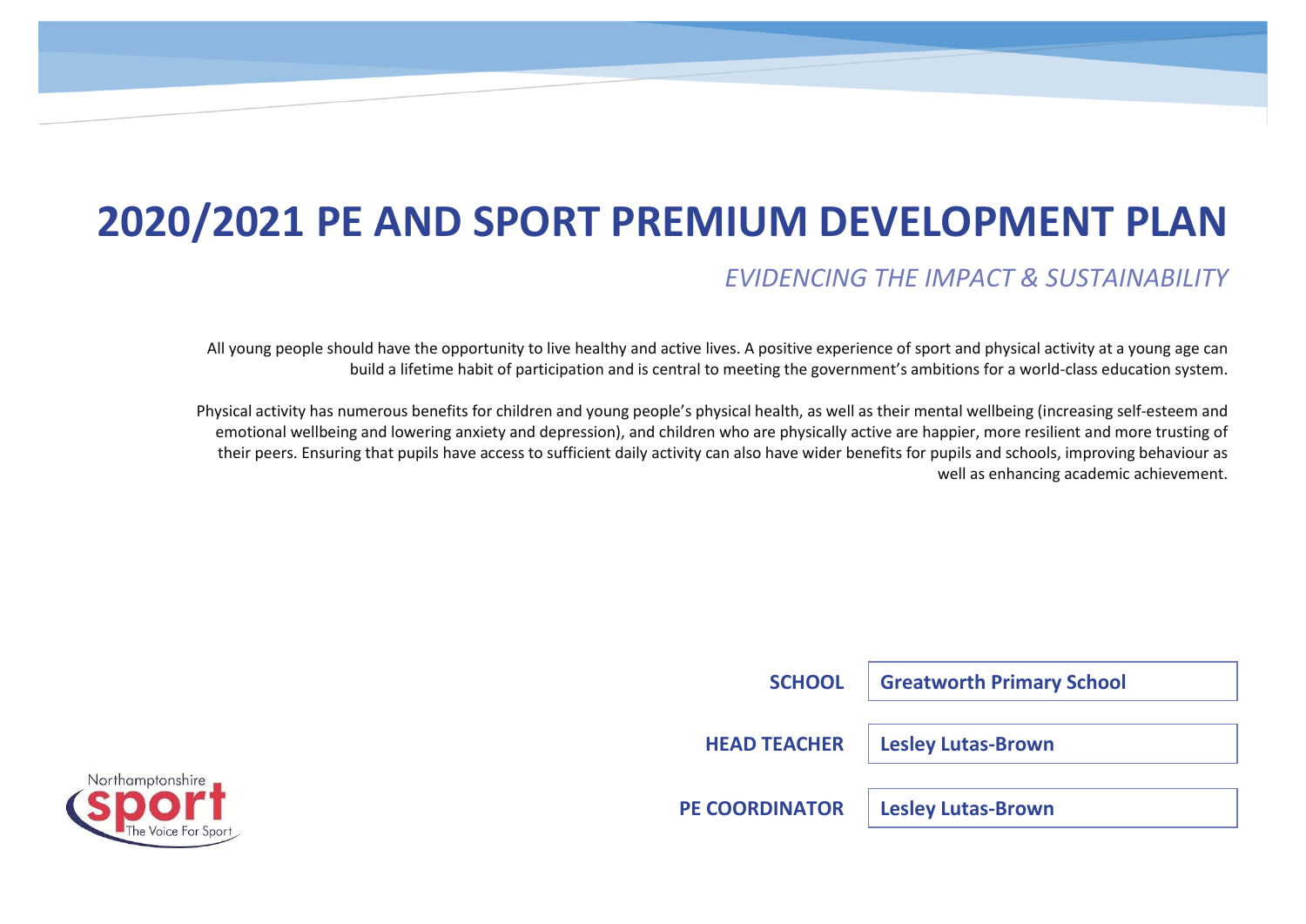# 2020/2021 PE AND SPORT PREMIUM DEVELOPMENT PLAN

*EVIDENCING THE IMPACT & SUSTAINABILITY*

All young people should have the opportunity to live healthy and active lives. A positive experience of sport and physical activity at a young age can build a lifetime habit of participation and is central to meeting the government's ambitions for a world-class education system.

Physical activity has numerous benefits for children and young people's physical health, as well as their mental wellbeing (increasing self-esteem and emotional wellbeing and lowering anxiety and depression), and children who are physically active are happier, more resilient and more trusting of their peers. Ensuring that pupils have access to sufficient daily activity can also have wider benefits for pupils and schools, improving behaviour as well as enhancing academic achievement.

| | |
|---|---|
| **SCHOOL** | **Greatworth Primary School** |
| **HEAD TEACHER** | **Lesley Lutas-Brown** |
| **PE COORDINATOR** | **Lesley Lutas-Brown** |

Northamptonshire sport The Voice For Sport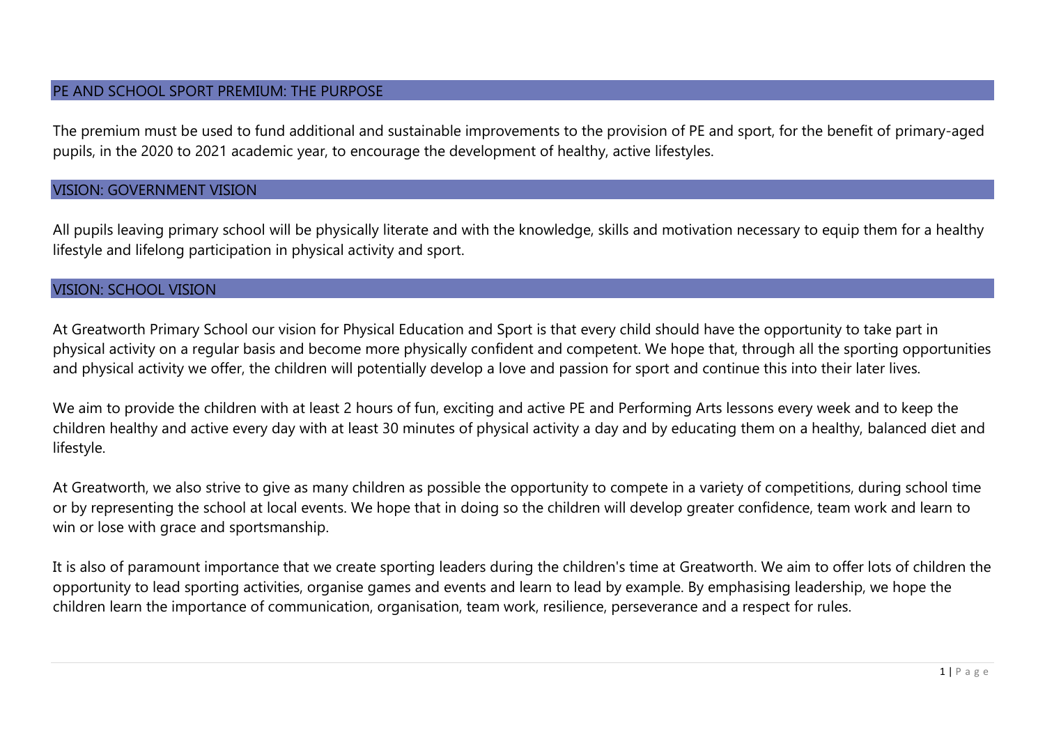## PE AND SCHOOL SPORT PREMIUM: THE PURPOSE

The premium must be used to fund additional and sustainable improvements to the provision of PE and sport, for the benefit of primary-aged pupils, in the 2020 to 2021 academic year, to encourage the development of healthy, active lifestyles.

## VISION: GOVERNMENT VISION

All pupils leaving primary school will be physically literate and with the knowledge, skills and motivation necessary to equip them for a healthy lifestyle and lifelong participation in physical activity and sport.

## VISION: SCHOOL VISION

At Greatworth Primary School our vision for Physical Education and Sport is that every child should have the opportunity to take part in physical activity on a regular basis and become more physically confident and competent. We hope that, through all the sporting opportunities and physical activity we offer, the children will potentially develop a love and passion for sport and continue this into their later lives.

We aim to provide the children with at least 2 hours of fun, exciting and active PE and Performing Arts lessons every week and to keep the children healthy and active every day with at least 30 minutes of physical activity a day and by educating them on a healthy, balanced diet and lifestyle.

At Greatworth, we also strive to give as many children as possible the opportunity to compete in a variety of competitions, during school time or by representing the school at local events. We hope that in doing so the children will develop greater confidence, team work and learn to win or lose with grace and sportsmanship.

It is also of paramount importance that we create sporting leaders during the children's time at Greatworth. We aim to offer lots of children the opportunity to lead sporting activities, organise games and events and learn to lead by example. By emphasising leadership, we hope the children learn the importance of communication, organisation, team work, resilience, perseverance and a respect for rules.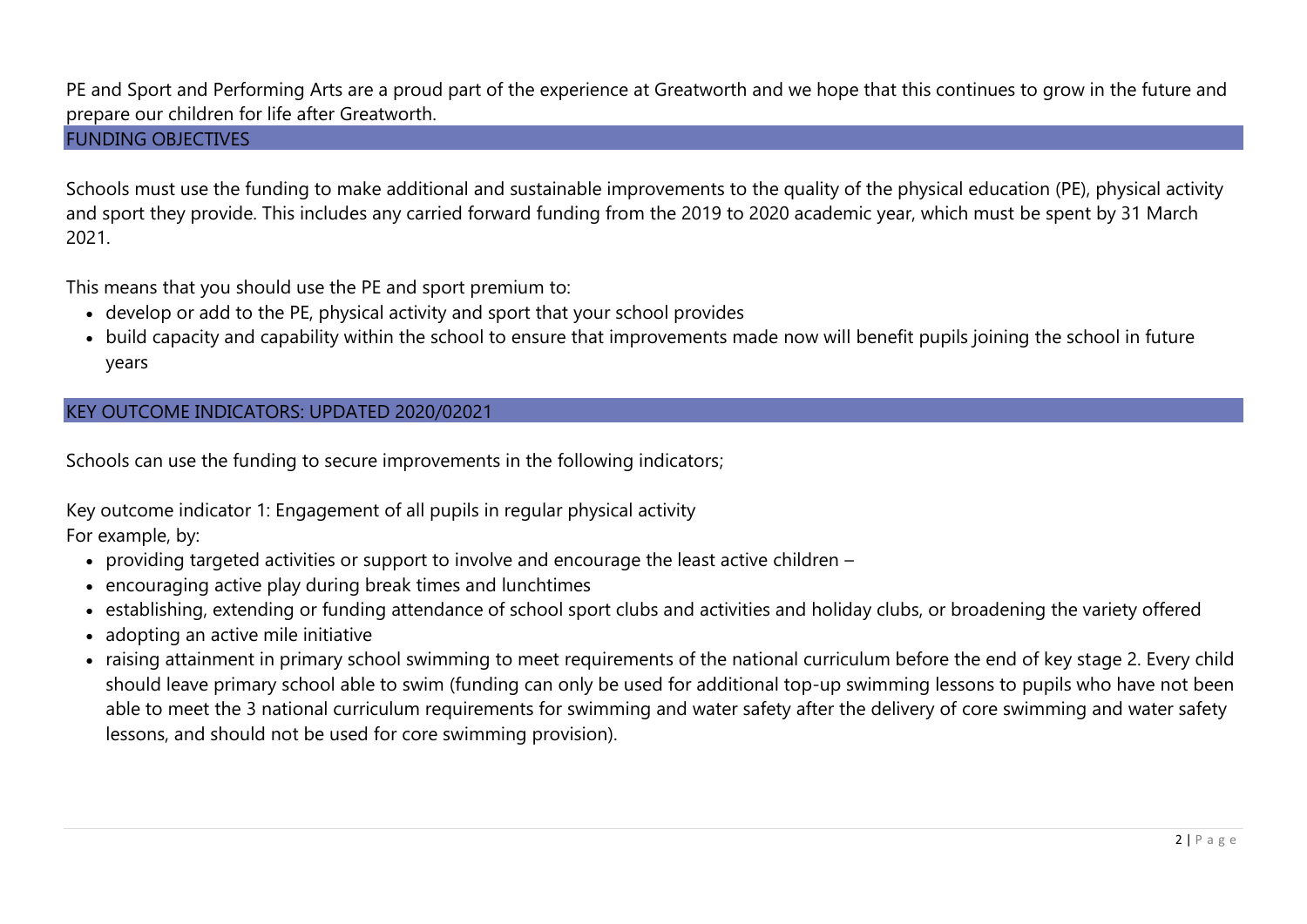PE and Sport and Performing Arts are a proud part of the experience at Greatworth and we hope that this continues to grow in the future and prepare our children for life after Greatworth.

## FUNDING OBJECTIVES

Schools must use the funding to make additional and sustainable improvements to the quality of the physical education (PE), physical activity and sport they provide. This includes any carried forward funding from the 2019 to 2020 academic year, which must be spent by 31 March 2021.

This means that you should use the PE and sport premium to:

- develop or add to the PE, physical activity and sport that your school provides
- build capacity and capability within the school to ensure that improvements made now will benefit pupils joining the school in future years

## KEY OUTCOME INDICATORS: UPDATED 2020/02021

Schools can use the funding to secure improvements in the following indicators;

Key outcome indicator 1: Engagement of all pupils in regular physical activity
For example, by:

- providing targeted activities or support to involve and encourage the least active children –
- encouraging active play during break times and lunchtimes
- establishing, extending or funding attendance of school sport clubs and activities and holiday clubs, or broadening the variety offered
- adopting an active mile initiative
- raising attainment in primary school swimming to meet requirements of the national curriculum before the end of key stage 2. Every child should leave primary school able to swim (funding can only be used for additional top-up swimming lessons to pupils who have not been able to meet the 3 national curriculum requirements for swimming and water safety after the delivery of core swimming and water safety lessons, and should not be used for core swimming provision).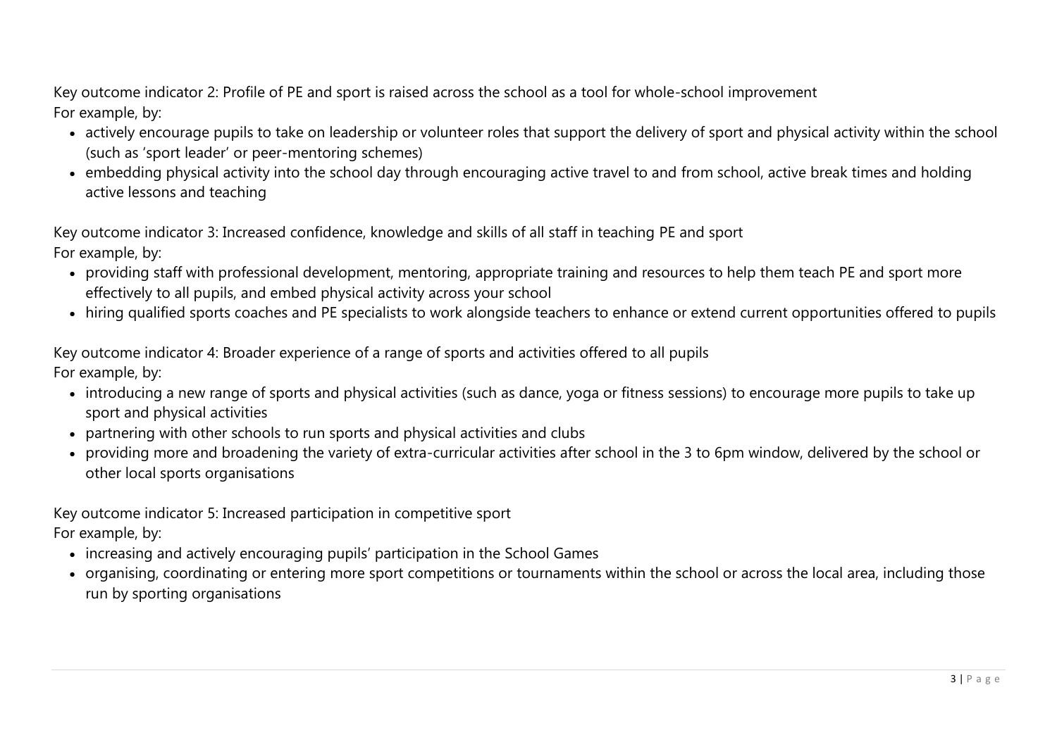Key outcome indicator 2: Profile of PE and sport is raised across the school as a tool for whole-school improvement

For example, by:

- actively encourage pupils to take on leadership or volunteer roles that support the delivery of sport and physical activity within the school (such as 'sport leader' or peer-mentoring schemes)
- embedding physical activity into the school day through encouraging active travel to and from school, active break times and holding active lessons and teaching

Key outcome indicator 3: Increased confidence, knowledge and skills of all staff in teaching PE and sport

For example, by:

- providing staff with professional development, mentoring, appropriate training and resources to help them teach PE and sport more effectively to all pupils, and embed physical activity across your school
- hiring qualified sports coaches and PE specialists to work alongside teachers to enhance or extend current opportunities offered to pupils

Key outcome indicator 4: Broader experience of a range of sports and activities offered to all pupils

For example, by:

- introducing a new range of sports and physical activities (such as dance, yoga or fitness sessions) to encourage more pupils to take up sport and physical activities
- partnering with other schools to run sports and physical activities and clubs
- providing more and broadening the variety of extra-curricular activities after school in the 3 to 6pm window, delivered by the school or other local sports organisations

Key outcome indicator 5: Increased participation in competitive sport

For example, by:

- increasing and actively encouraging pupils' participation in the School Games
- organising, coordinating or entering more sport competitions or tournaments within the school or across the local area, including those run by sporting organisations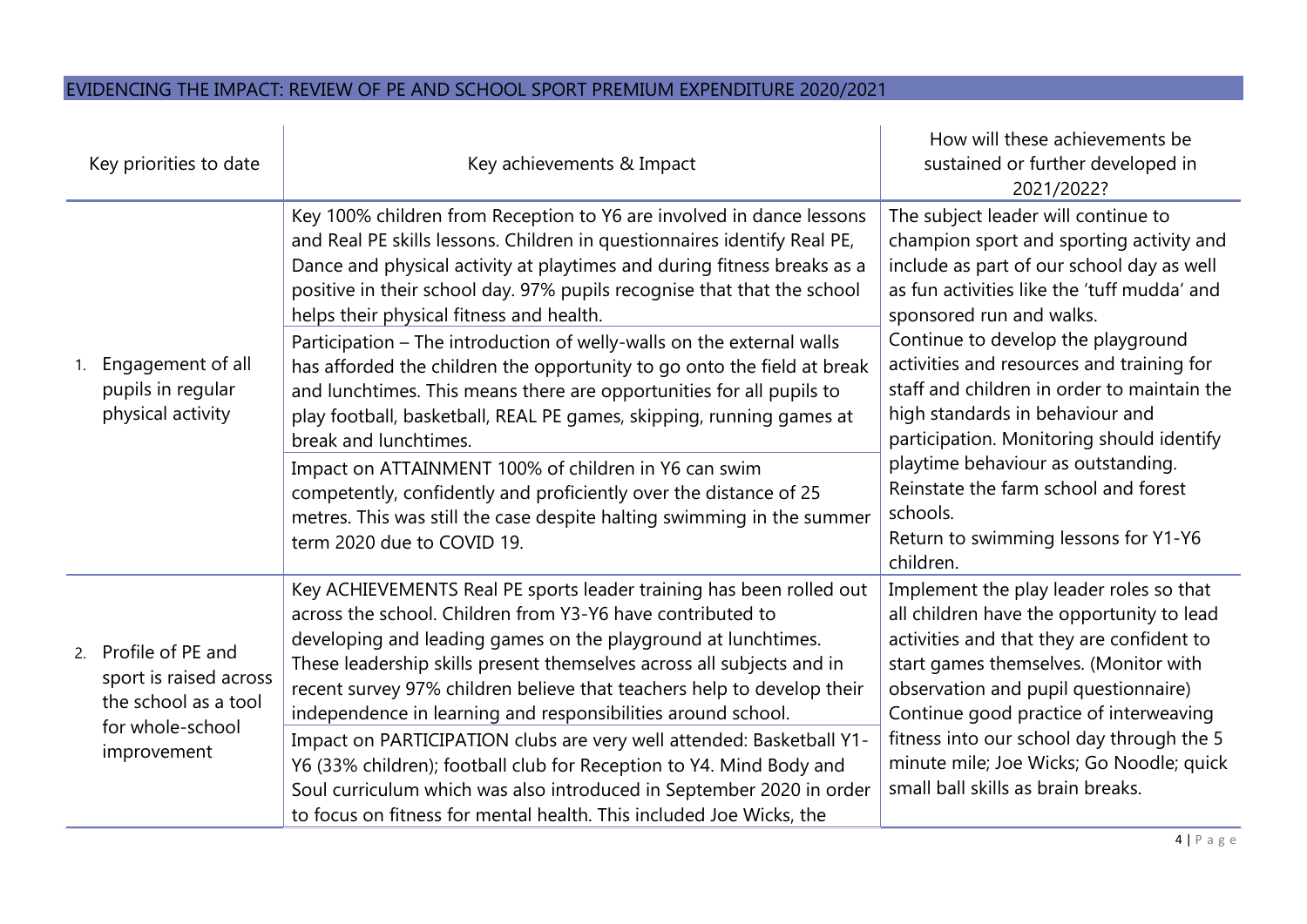## EVIDENCING THE IMPACT: REVIEW OF PE AND SCHOOL SPORT PREMIUM EXPENDITURE 2020/2021

| Key priorities to date | Key achievements & Impact | How will these achievements be sustained or further developed in 2021/2022? |
|---|---|---|
| 1. Engagement of all pupils in regular physical activity | Key 100% children from Reception to Y6 are involved in dance lessons and Real PE skills lessons. Children in questionnaires identify Real PE, Dance and physical activity at playtimes and during fitness breaks as a positive in their school day. 97% pupils recognise that that the school helps their physical fitness and health.<br><br>Participation – The introduction of welly-walls on the external walls has afforded the children the opportunity to go onto the field at break and lunchtimes. This means there are opportunities for all pupils to play football, basketball, REAL PE games, skipping, running games at break and lunchtimes.<br><br>Impact on ATTAINMENT 100% of children in Y6 can swim competently, confidently and proficiently over the distance of 25 metres. This was still the case despite halting swimming in the summer term 2020 due to COVID 19. | The subject leader will continue to champion sport and sporting activity and include as part of our school day as well as fun activities like the 'tuff mudda' and sponsored run and walks.<br>Continue to develop the playground activities and resources and training for staff and children in order to maintain the high standards in behaviour and participation. Monitoring should identify playtime behaviour as outstanding.<br>Reinstate the farm school and forest schools.<br>Return to swimming lessons for Y1-Y6 children. |
| 2. Profile of PE and sport is raised across the school as a tool for whole-school improvement | Key ACHIEVEMENTS Real PE sports leader training has been rolled out across the school. Children from Y3-Y6 have contributed to developing and leading games on the playground at lunchtimes. These leadership skills present themselves across all subjects and in recent survey 97% children believe that teachers help to develop their independence in learning and responsibilities around school.<br><br>Impact on PARTICIPATION clubs are very well attended: Basketball Y1-Y6 (33% children); football club for Reception to Y4. Mind Body and Soul curriculum which was also introduced in September 2020 in order to focus on fitness for mental health. This included Joe Wicks, the | Implement the play leader roles so that all children have the opportunity to lead activities and that they are confident to start games themselves. (Monitor with observation and pupil questionnaire)<br>Continue good practice of interweaving fitness into our school day through the 5 minute mile; Joe Wicks; Go Noodle; quick small ball skills as brain breaks. |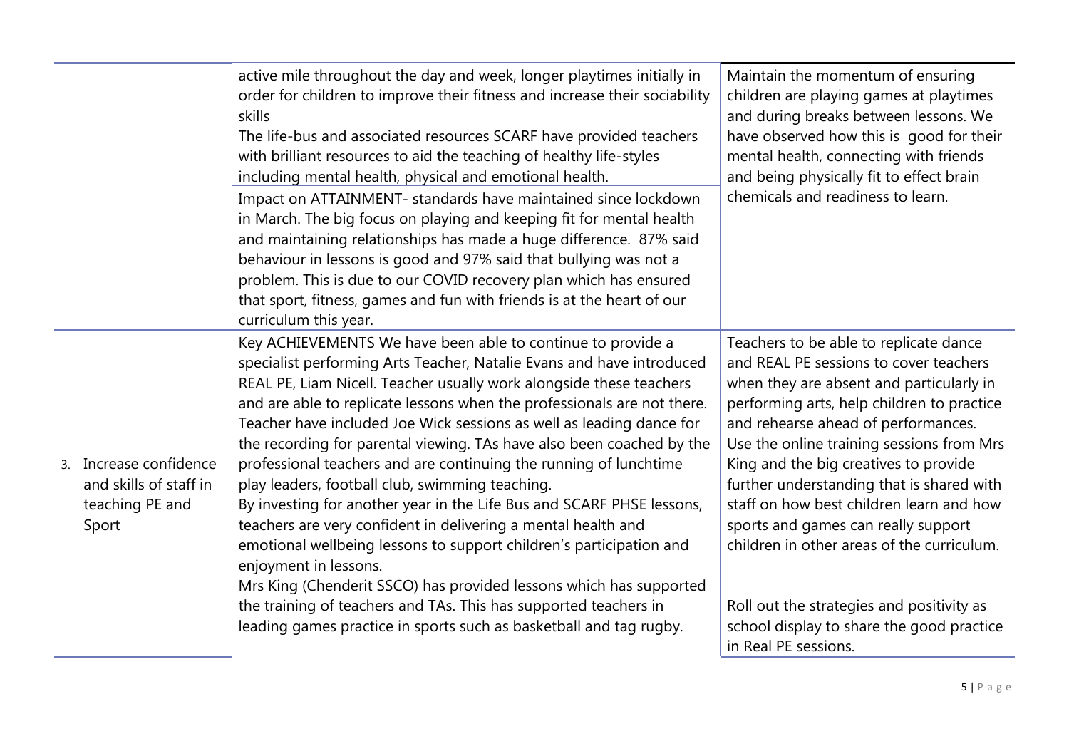| | | |
|---|---|---|
| | active mile throughout the day and week, longer playtimes initially in order for children to improve their fitness and increase their sociability skills<br>The life-bus and associated resources SCARF have provided teachers with brilliant resources to aid the teaching of healthy life-styles including mental health, physical and emotional health.<br>Impact on ATTAINMENT- standards have maintained since lockdown in March. The big focus on playing and keeping fit for mental health and maintaining relationships has made a huge difference. 87% said behaviour in lessons is good and 97% said that bullying was not a problem. This is due to our COVID recovery plan which has ensured that sport, fitness, games and fun with friends is at the heart of our curriculum this year. | Maintain the momentum of ensuring children are playing games at playtimes and during breaks between lessons. We have observed how this is good for their mental health, connecting with friends and being physically fit to effect brain chemicals and readiness to learn. |
| 3. Increase confidence and skills of staff in teaching PE and Sport | Key ACHIEVEMENTS We have been able to continue to provide a specialist performing Arts Teacher, Natalie Evans and have introduced REAL PE, Liam Nicell. Teacher usually work alongside these teachers and are able to replicate lessons when the professionals are not there. Teacher have included Joe Wick sessions as well as leading dance for the recording for parental viewing. TAs have also been coached by the professional teachers and are continuing the running of lunchtime play leaders, football club, swimming teaching.<br>By investing for another year in the Life Bus and SCARF PHSE lessons, teachers are very confident in delivering a mental health and emotional wellbeing lessons to support children's participation and enjoyment in lessons.<br>Mrs King (Chenderit SSCO) has provided lessons which has supported the training of teachers and TAs. This has supported teachers in leading games practice in sports such as basketball and tag rugby. | Teachers to be able to replicate dance and REAL PE sessions to cover teachers when they are absent and particularly in performing arts, help children to practice and rehearse ahead of performances.<br>Use the online training sessions from Mrs King and the big creatives to provide further understanding that is shared with staff on how best children learn and how sports and games can really support children in other areas of the curriculum.<br><br>Roll out the strategies and positivity as school display to share the good practice in Real PE sessions. |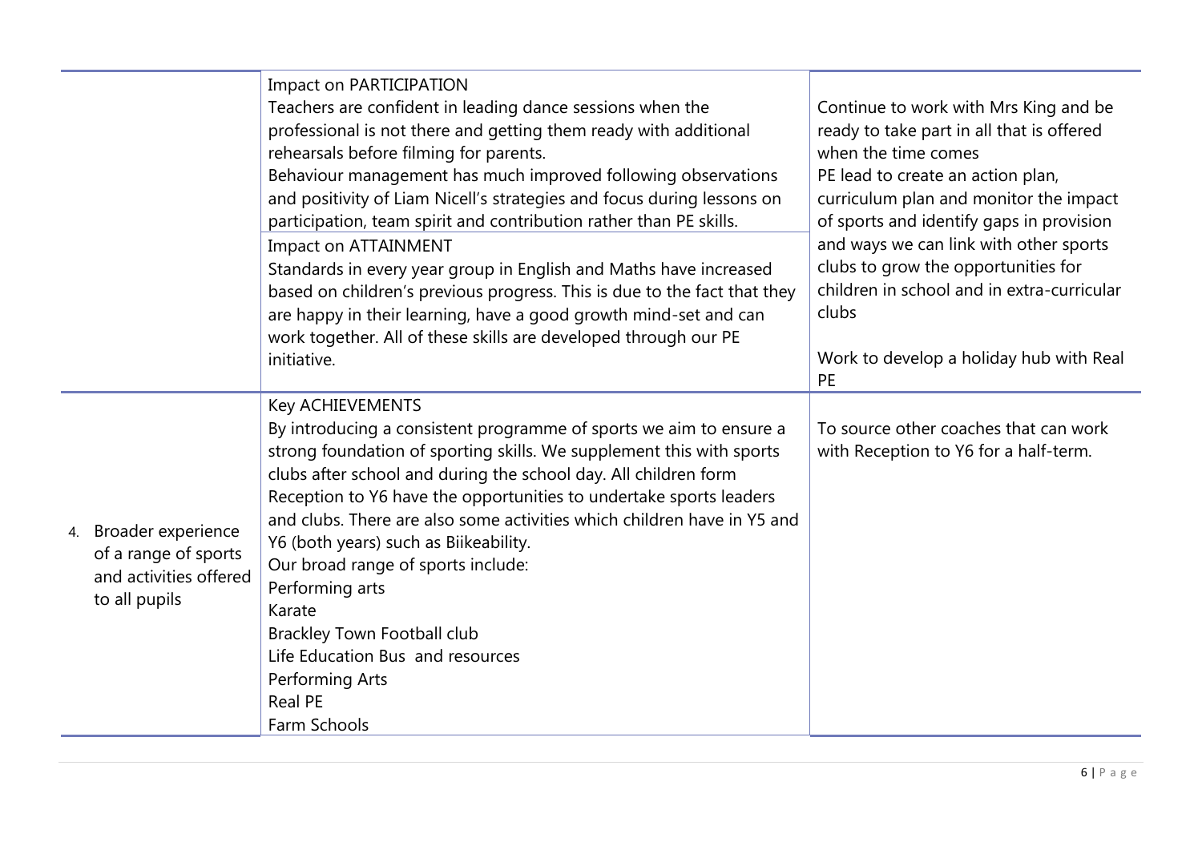| | | |
|---|---|---|
| | Impact on PARTICIPATION<br>Teachers are confident in leading dance sessions when the professional is not there and getting them ready with additional rehearsals before filming for parents.<br>Behaviour management has much improved following observations and positivity of Liam Nicell's strategies and focus during lessons on participation, team spirit and contribution rather than PE skills.<br>Impact on ATTAINMENT<br>Standards in every year group in English and Maths have increased based on children's previous progress. This is due to the fact that they are happy in their learning, have a good growth mind-set and can work together. All of these skills are developed through our PE initiative. | Continue to work with Mrs King and be ready to take part in all that is offered when the time comes<br>PE lead to create an action plan, curriculum plan and monitor the impact of sports and identify gaps in provision and ways we can link with other sports clubs to grow the opportunities for children in school and in extra-curricular clubs<br><br>Work to develop a holiday hub with Real PE |
| 4. Broader experience of a range of sports and activities offered to all pupils | Key ACHIEVEMENTS<br>By introducing a consistent programme of sports we aim to ensure a strong foundation of sporting skills. We supplement this with sports clubs after school and during the school day. All children form Reception to Y6 have the opportunities to undertake sports leaders and clubs. There are also some activities which children have in Y5 and Y6 (both years) such as Biikeability.<br>Our broad range of sports include:<br>Performing arts<br>Karate<br>Brackley Town Football club<br>Life Education Bus and resources<br>Performing Arts<br>Real PE<br>Farm Schools | To source other coaches that can work with Reception to Y6 for a half-term. |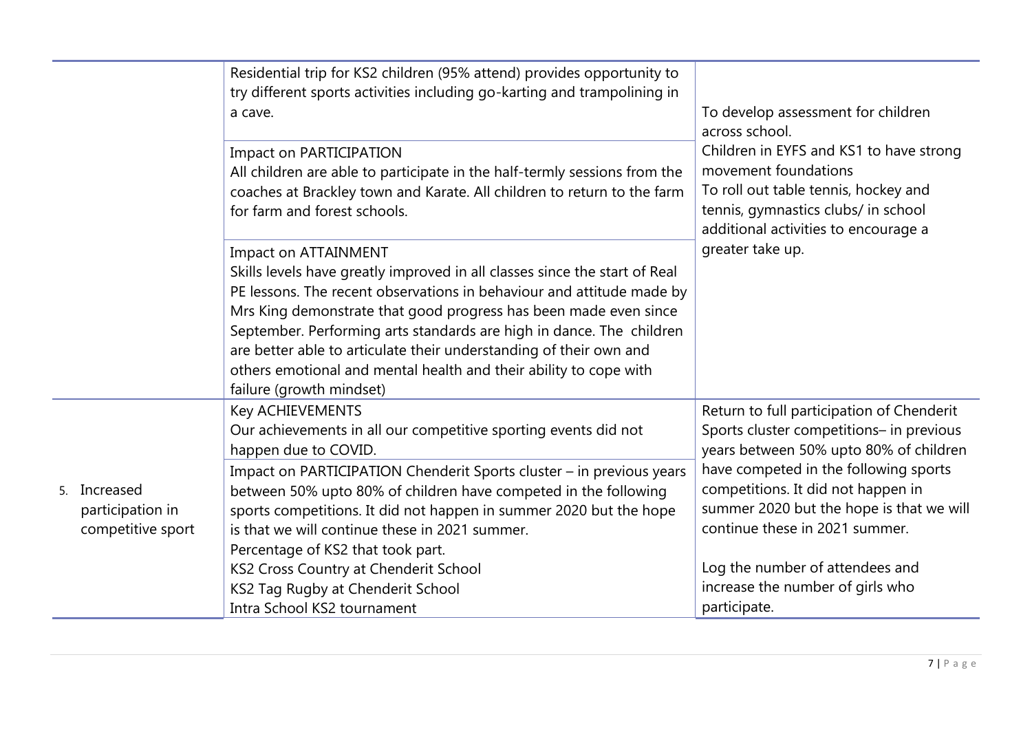| | | |
|---|---|---|
| | Residential trip for KS2 children (95% attend) provides opportunity to try different sports activities including go-karting and trampolining in a cave. | To develop assessment for children across school.<br>Children in EYFS and KS1 to have strong movement foundations<br>To roll out table tennis, hockey and tennis, gymnastics clubs/ in school additional activities to encourage a greater take up. |
| | Impact on PARTICIPATION<br>All children are able to participate in the half-termly sessions from the coaches at Brackley town and Karate. All children to return to the farm for farm and forest schools. | |
| | Impact on ATTAINMENT<br>Skills levels have greatly improved in all classes since the start of Real PE lessons. The recent observations in behaviour and attitude made by Mrs King demonstrate that good progress has been made even since September. Performing arts standards are high in dance. The children are better able to articulate their understanding of their own and others emotional and mental health and their ability to cope with failure (growth mindset) | |
| 5. Increased participation in competitive sport | Key ACHIEVEMENTS<br>Our achievements in all our competitive sporting events did not happen due to COVID. | Return to full participation of Chenderit Sports cluster competitions– in previous years between 50% upto 80% of children have competed in the following sports competitions. It did not happen in summer 2020 but the hope is that we will continue these in 2021 summer.<br><br>Log the number of attendees and increase the number of girls who participate. |
| | Impact on PARTICIPATION Chenderit Sports cluster – in previous years between 50% upto 80% of children have competed in the following sports competitions. It did not happen in summer 2020 but the hope is that we will continue these in 2021 summer.<br>Percentage of KS2 that took part.<br>KS2 Cross Country at Chenderit School<br>KS2 Tag Rugby at Chenderit School<br>Intra School KS2 tournament | |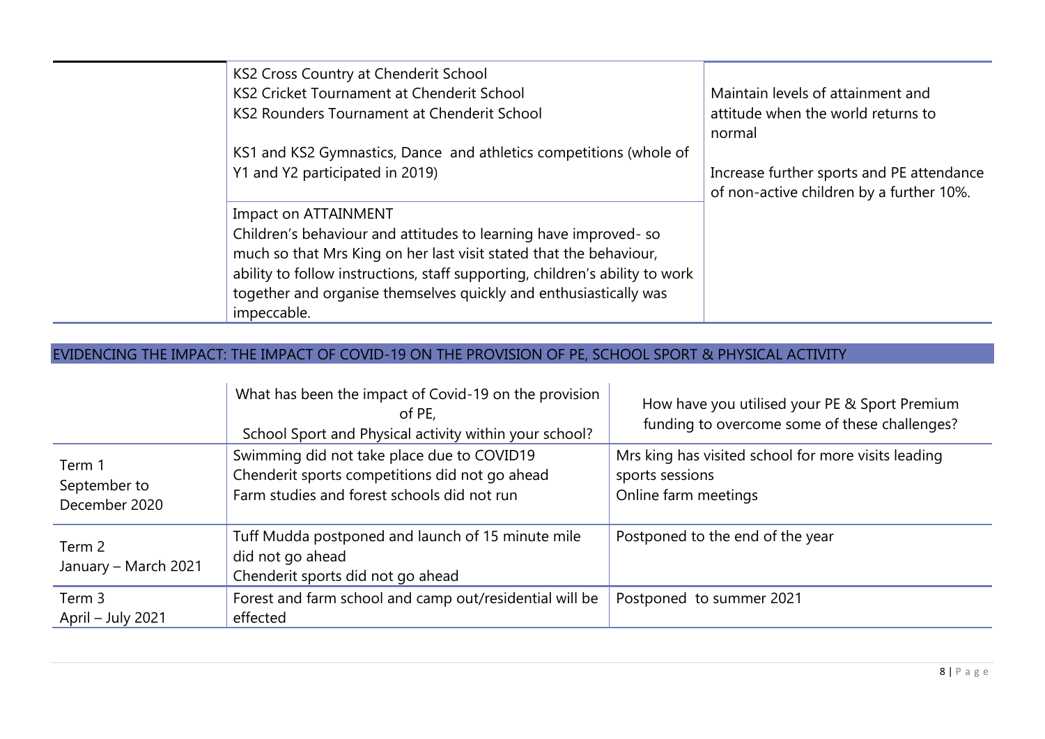| | | |
|---|---|---|
| | KS2 Cross Country at Chenderit School<br>KS2 Cricket Tournament at Chenderit School<br>KS2 Rounders Tournament at Chenderit School<br><br>KS1 and KS2 Gymnastics, Dance and athletics competitions (whole of Y1 and Y2 participated in 2019) | Maintain levels of attainment and attitude when the world returns to normal<br><br>Increase further sports and PE attendance of non-active children by a further 10%. |
| | Impact on ATTAINMENT<br>Children's behaviour and attitudes to learning have improved- so much so that Mrs King on her last visit stated that the behaviour, ability to follow instructions, staff supporting, children's ability to work together and organise themselves quickly and enthusiastically was impeccable. | |

## EVIDENCING THE IMPACT: THE IMPACT OF COVID-19 ON THE PROVISION OF PE, SCHOOL SPORT & PHYSICAL ACTIVITY

| | What has been the impact of Covid-19 on the provision of PE, School Sport and Physical activity within your school? | How have you utilised your PE & Sport Premium funding to overcome some of these challenges? |
|---|---|---|
| Term 1<br>September to December 2020 | Swimming did not take place due to COVID19<br>Chenderit sports competitions did not go ahead<br>Farm studies and forest schools did not run | Mrs king has visited school for more visits leading sports sessions<br>Online farm meetings |
| Term 2<br>January – March 2021 | Tuff Mudda postponed and launch of 15 minute mile did not go ahead<br>Chenderit sports did not go ahead | Postponed to the end of the year |
| Term 3<br>April – July 2021 | Forest and farm school and camp out/residential will be effected | Postponed to summer 2021 |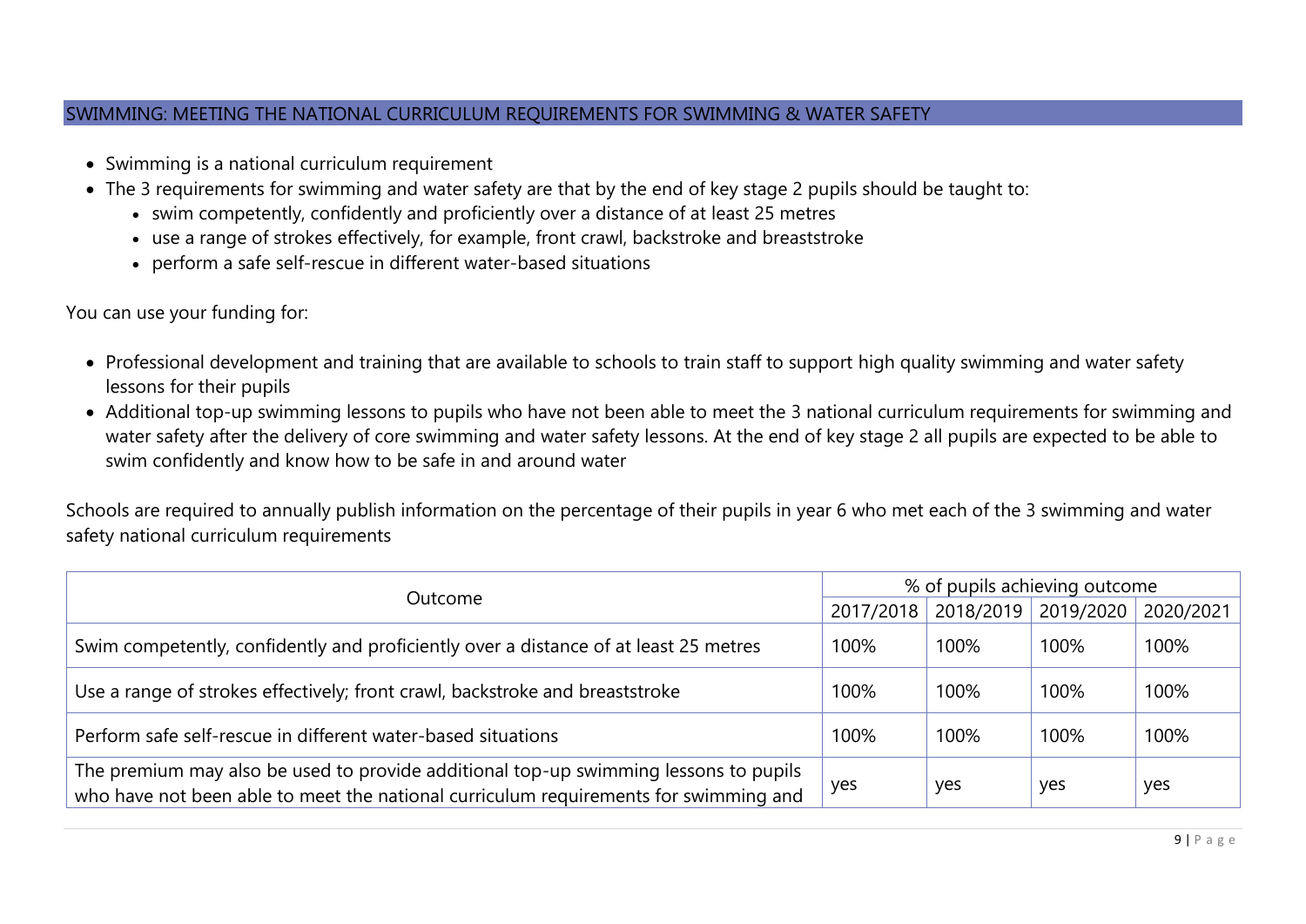## SWIMMING: MEETING THE NATIONAL CURRICULUM REQUIREMENTS FOR SWIMMING & WATER SAFETY

- Swimming is a national curriculum requirement
- The 3 requirements for swimming and water safety are that by the end of key stage 2 pupils should be taught to:
  - swim competently, confidently and proficiently over a distance of at least 25 metres
  - use a range of strokes effectively, for example, front crawl, backstroke and breaststroke
  - perform a safe self-rescue in different water-based situations

You can use your funding for:

- Professional development and training that are available to schools to train staff to support high quality swimming and water safety lessons for their pupils
- Additional top-up swimming lessons to pupils who have not been able to meet the 3 national curriculum requirements for swimming and water safety after the delivery of core swimming and water safety lessons. At the end of key stage 2 all pupils are expected to be able to swim confidently and know how to be safe in and around water

Schools are required to annually publish information on the percentage of their pupils in year 6 who met each of the 3 swimming and water safety national curriculum requirements

| Outcome | % of pupils achieving outcome | | | |
|---|---|---|---|---|
| | 2017/2018 | 2018/2019 | 2019/2020 | 2020/2021 |
| Swim competently, confidently and proficiently over a distance of at least 25 metres | 100% | 100% | 100% | 100% |
| Use a range of strokes effectively; front crawl, backstroke and breaststroke | 100% | 100% | 100% | 100% |
| Perform safe self-rescue in different water-based situations | 100% | 100% | 100% | 100% |
| The premium may also be used to provide additional top-up swimming lessons to pupils who have not been able to meet the national curriculum requirements for swimming and | yes | yes | yes | yes |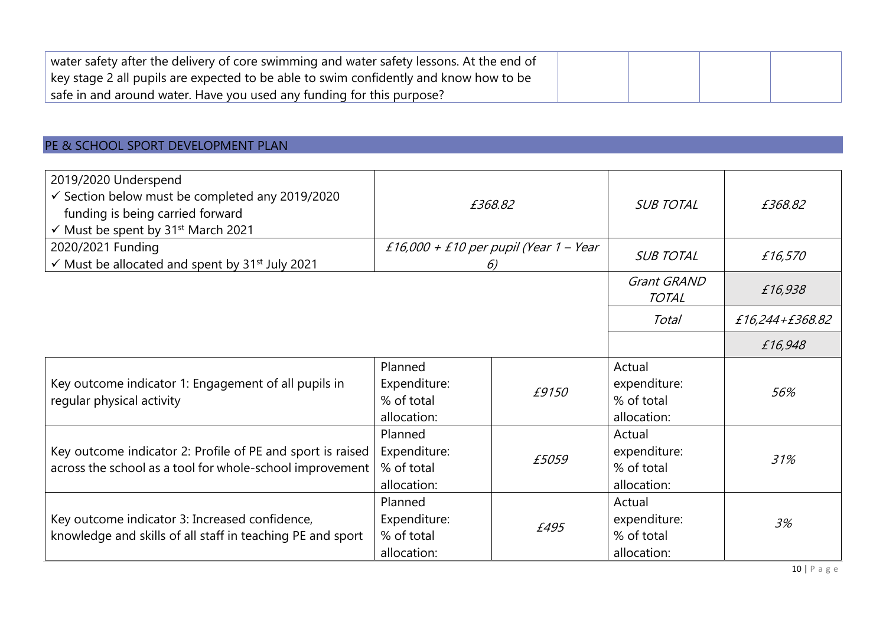| water safety after the delivery of core swimming and water safety lessons. At the end of key stage 2 all pupils are expected to be able to swim confidently and know how to be safe in and around water. Have you used any funding for this purpose? | | | | |
|---|---|---|---|---|

## PE & SCHOOL SPORT DEVELOPMENT PLAN

| 2019/2020 Underspend<br>✓ Section below must be completed any 2019/2020 funding is being carried forward<br>✓ Must be spent by 31st March 2021 | *£368.82* | | *SUB TOTAL* | *£368.82* |
|---|---|---|---|---|
| 2020/2021 Funding<br>✓ Must be allocated and spent by 31st July 2021 | *£16,000 + £10 per pupil (Year 1 – Year 6)* | | *SUB TOTAL* | *£16,570* |
| | | | *Grant GRAND TOTAL* | *£16,938* |
| | | | *Total* | *£16,244+£368.82* |
| | | | | *£16,948* |
| Key outcome indicator 1: Engagement of all pupils in regular physical activity | Planned Expenditure: % of total allocation: | *£9150* | Actual expenditure: % of total allocation: | *56%* |
| Key outcome indicator 2: Profile of PE and sport is raised across the school as a tool for whole-school improvement | Planned Expenditure: % of total allocation: | *£5059* | Actual expenditure: % of total allocation: | *31%* |
| Key outcome indicator 3: Increased confidence, knowledge and skills of all staff in teaching PE and sport | Planned Expenditure: % of total allocation: | *£495* | Actual expenditure: % of total allocation: | *3%* |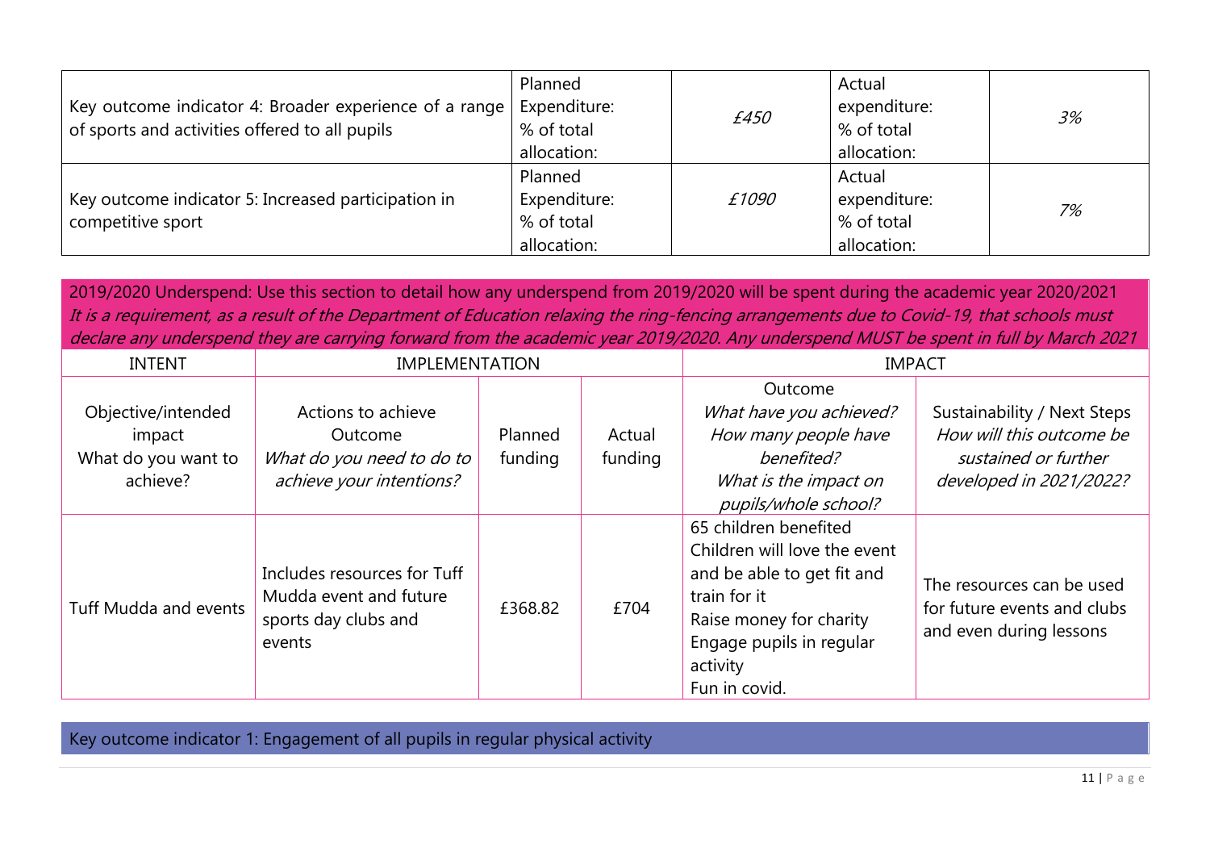| Key outcome indicator 4: Broader experience of a range of sports and activities offered to all pupils | Planned Expenditure: % of total allocation: | *£450* | Actual expenditure: % of total allocation: | *3%* |
|---|---|---|---|---|
| Key outcome indicator 5: Increased participation in competitive sport | Planned Expenditure: % of total allocation: | *£1090* | Actual expenditure: % of total allocation: | *7%* |

2019/2020 Underspend: Use this section to detail how any underspend from 2019/2020 will be spent during the academic year 2020/2021
*It is a requirement, as a result of the Department of Education relaxing the ring-fencing arrangements due to Covid-19, that schools must declare any underspend they are carrying forward from the academic year 2019/2020. Any underspend MUST be spent in full by March 2021*

| INTENT | IMPLEMENTATION | | | IMPACT | |
|---|---|---|---|---|---|
| Objective/intended impact What do you want to achieve? | Actions to achieve Outcome *What do you need to do to achieve your intentions?* | Planned funding | Actual funding | Outcome *What have you achieved? How many people have benefited? What is the impact on pupils/whole school?* | Sustainability / Next Steps *How will this outcome be sustained or further developed in 2021/2022?* |
| Tuff Mudda and events | Includes resources for Tuff Mudda event and future sports day clubs and events | £368.82 | £704 | 65 children benefited<br>Children will love the event and be able to get fit and train for it<br>Raise money for charity<br>Engage pupils in regular activity<br>Fun in covid. | The resources can be used for future events and clubs and even during lessons |

Key outcome indicator 1: Engagement of all pupils in regular physical activity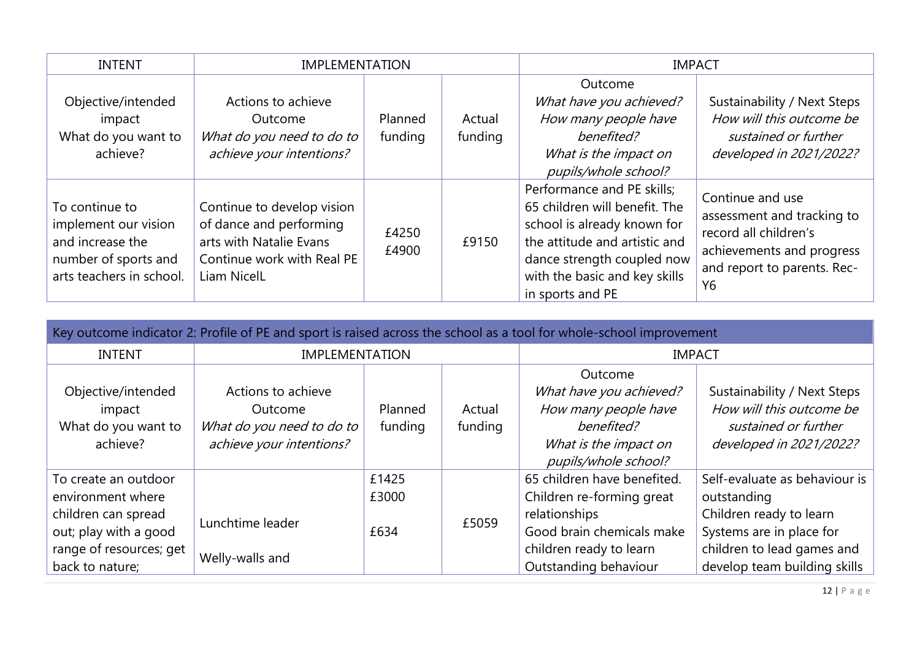| INTENT | IMPLEMENTATION | | | IMPACT | |
|---|---|---|---|---|---|
| Objective/intended impact<br>What do you want to achieve? | Actions to achieve Outcome<br>*What do you need to do to achieve your intentions?* | Planned funding | Actual funding | Outcome<br>*What have you achieved? How many people have benefited? What is the impact on pupils/whole school?* | Sustainability / Next Steps<br>*How will this outcome be sustained or further developed in 2021/2022?* |
| To continue to implement our vision and increase the number of sports and arts teachers in school. | Continue to develop vision of dance and performing arts with Natalie Evans<br>Continue work with Real PE Liam NicelL | £4250<br>£4900 | £9150 | Performance and PE skills; 65 children will benefit. The school is already known for the attitude and artistic and dance strength coupled now with the basic and key skills in sports and PE | Continue and use assessment and tracking to record all children's achievements and progress and report to parents. Rec-Y6 |

**Key outcome indicator 2: Profile of PE and sport is raised across the school as a tool for whole-school improvement**

| INTENT | IMPLEMENTATION | | | IMPACT | |
|---|---|---|---|---|---|
| Objective/intended impact<br>What do you want to achieve? | Actions to achieve Outcome<br>*What do you need to do to achieve your intentions?* | Planned funding | Actual funding | Outcome<br>*What have you achieved? How many people have benefited? What is the impact on pupils/whole school?* | Sustainability / Next Steps<br>*How will this outcome be sustained or further developed in 2021/2022?* |
| To create an outdoor environment where children can spread out; play with a good range of resources; get back to nature; | Lunchtime leader<br><br>Welly-walls and | £1425<br>£3000<br><br>£634 | £5059 | 65 children have benefited.<br>Children re-forming great relationships<br>Good brain chemicals make children ready to learn<br>Outstanding behaviour | Self-evaluate as behaviour is outstanding<br>Children ready to learn<br>Systems are in place for children to lead games and develop team building skills |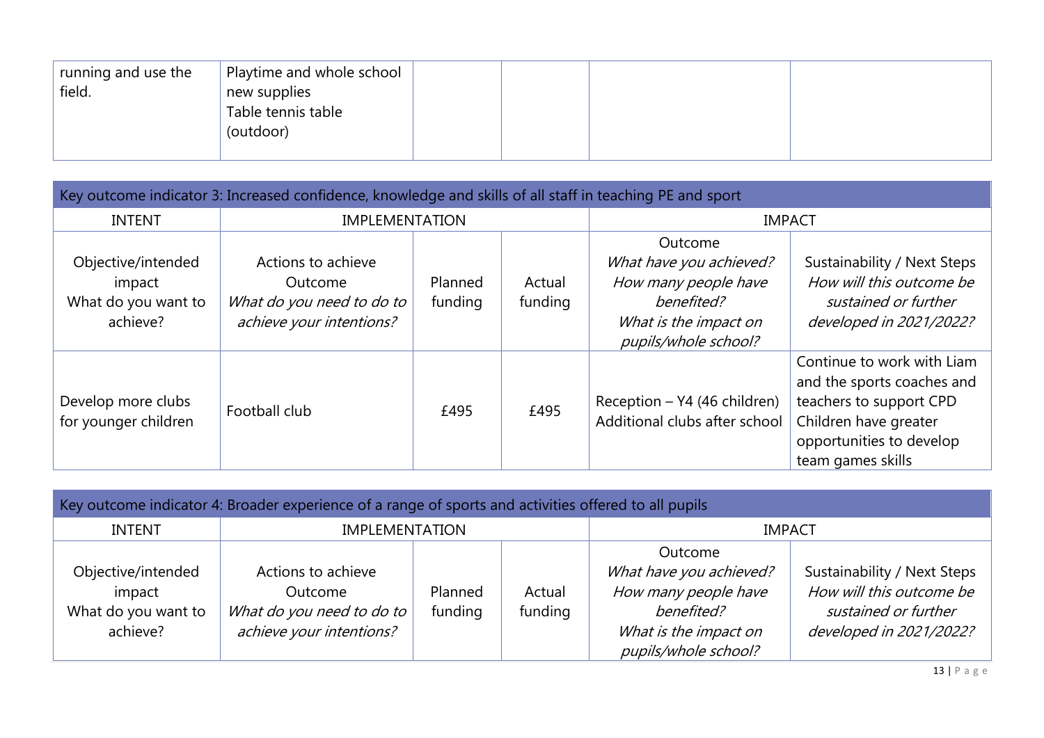| running and use the field. | Playtime and whole school new supplies<br>Table tennis table (outdoor) | | | | |
|---|---|---|---|---|---|

| Key outcome indicator 3: Increased confidence, knowledge and skills of all staff in teaching PE and sport | | | | | |
|---|---|---|---|---|---|
| INTENT | IMPLEMENTATION | | | IMPACT | |
| Objective/intended impact<br>What do you want to achieve? | Actions to achieve Outcome<br>*What do you need to do to achieve your intentions?* | Planned funding | Actual funding | Outcome<br>*What have you achieved? How many people have benefited? What is the impact on pupils/whole school?* | Sustainability / Next Steps<br>*How will this outcome be sustained or further developed in 2021/2022?* |
| Develop more clubs for younger children | Football club | £495 | £495 | Reception – Y4 (46 children)<br>Additional clubs after school | Continue to work with Liam and the sports coaches and teachers to support CPD<br>Children have greater opportunities to develop team games skills |

| Key outcome indicator 4: Broader experience of a range of sports and activities offered to all pupils | | | | | |
|---|---|---|---|---|---|
| INTENT | IMPLEMENTATION | | | IMPACT | |
| Objective/intended impact<br>What do you want to achieve? | Actions to achieve Outcome<br>*What do you need to do to achieve your intentions?* | Planned funding | Actual funding | Outcome<br>*What have you achieved? How many people have benefited? What is the impact on pupils/whole school?* | Sustainability / Next Steps<br>*How will this outcome be sustained or further developed in 2021/2022?* |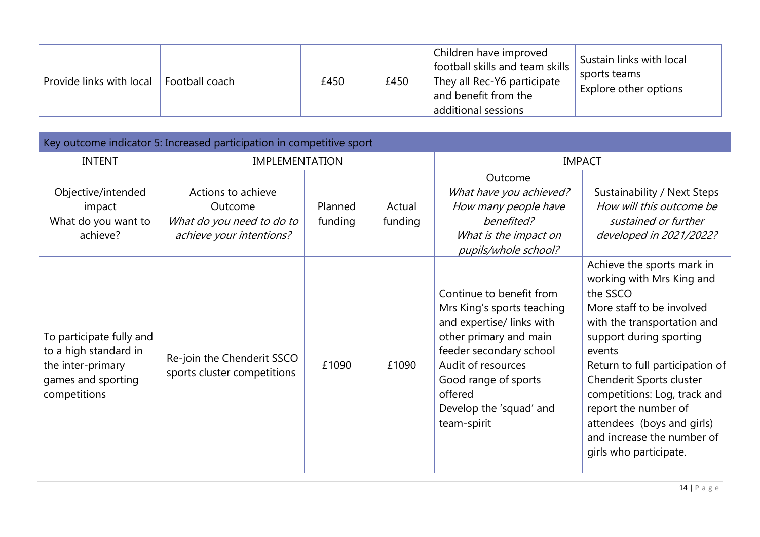| Provide links with local | Football coach | £450 | £450 | Children have improved football skills and team skills They all Rec-Y6 participate and benefit from the additional sessions | Sustain links with local sports teams Explore other options |
|---|---|---|---|---|---|

| Key outcome indicator 5: Increased participation in competitive sport | | | | | |
|---|---|---|---|---|---|
| INTENT | IMPLEMENTATION | | | IMPACT | |
| Objective/intended impact What do you want to achieve? | Actions to achieve Outcome *What do you need to do to achieve your intentions?* | Planned funding | Actual funding | Outcome *What have you achieved? How many people have benefited? What is the impact on pupils/whole school?* | Sustainability / Next Steps *How will this outcome be sustained or further developed in 2021/2022?* |
| To participate fully and to a high standard in the inter-primary games and sporting competitions | Re-join the Chenderit SSCO sports cluster competitions | £1090 | £1090 | Continue to benefit from Mrs King's sports teaching and expertise/ links with other primary and main feeder secondary school Audit of resources Good range of sports offered Develop the 'squad' and team-spirit | Achieve the sports mark in working with Mrs King and the SSCO More staff to be involved with the transportation and support during sporting events Return to full participation of Chenderit Sports cluster competitions: Log, track and report the number of attendees (boys and girls) and increase the number of girls who participate. |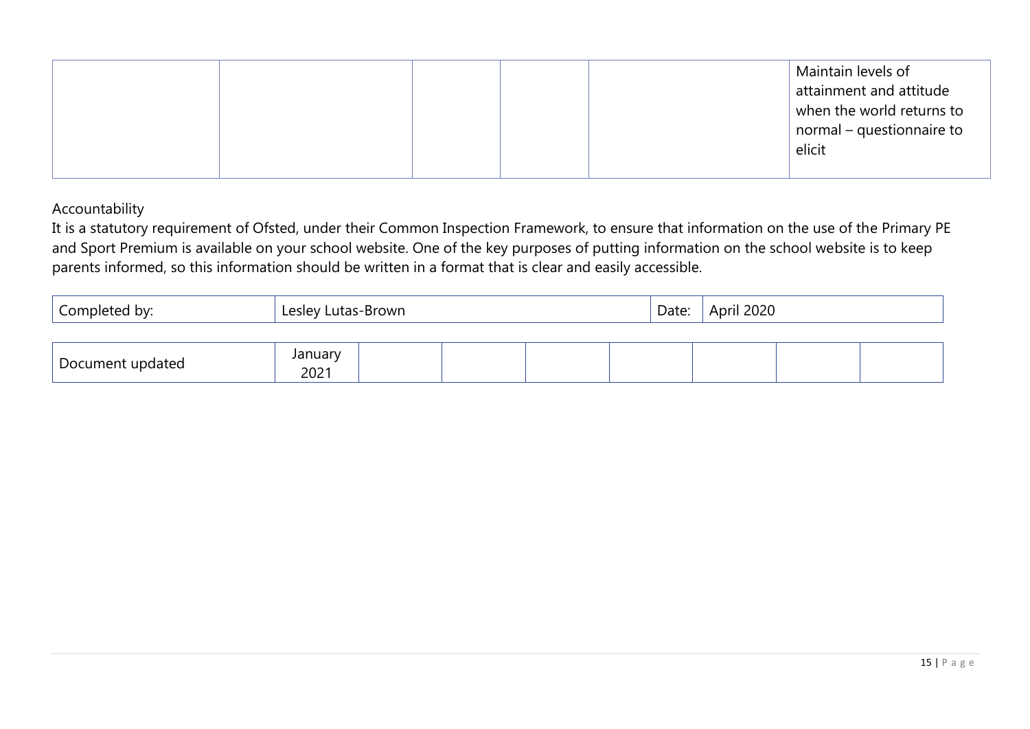| | | | | | |
|---|---|---|---|---|---|
| | | | | | Maintain levels of attainment and attitude when the world returns to normal – questionnaire to elicit |

Accountability

It is a statutory requirement of Ofsted, under their Common Inspection Framework, to ensure that information on the use of the Primary PE and Sport Premium is available on your school website. One of the key purposes of putting information on the school website is to keep parents informed, so this information should be written in a format that is clear and easily accessible.

| Completed by: | Lesley Lutas-Brown | Date: | April 2020 |
|---|---|---|---|

| Document updated | January 2021 | | | | | | | |
|---|---|---|---|---|---|---|---|---|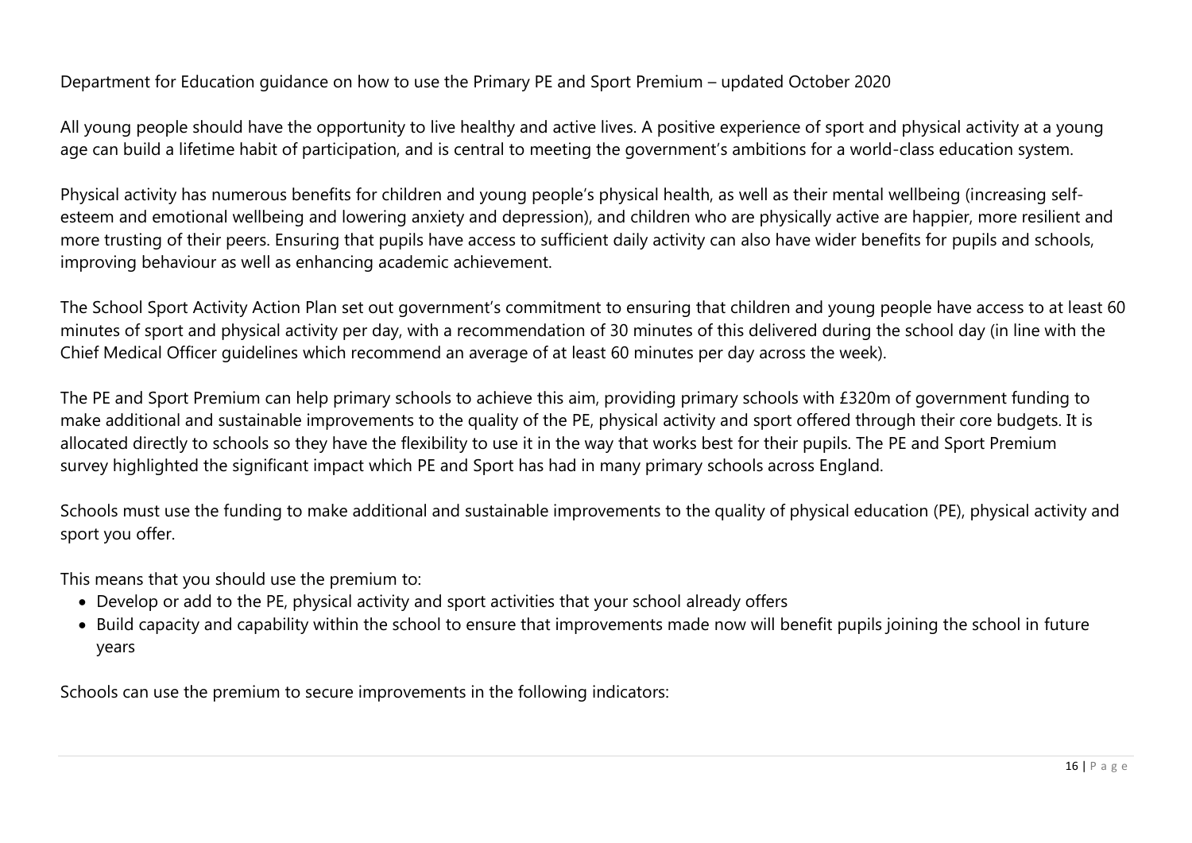Department for Education guidance on how to use the Primary PE and Sport Premium – updated October 2020

All young people should have the opportunity to live healthy and active lives. A positive experience of sport and physical activity at a young age can build a lifetime habit of participation, and is central to meeting the government's ambitions for a world-class education system.

Physical activity has numerous benefits for children and young people's physical health, as well as their mental wellbeing (increasing self-esteem and emotional wellbeing and lowering anxiety and depression), and children who are physically active are happier, more resilient and more trusting of their peers. Ensuring that pupils have access to sufficient daily activity can also have wider benefits for pupils and schools, improving behaviour as well as enhancing academic achievement.

The School Sport Activity Action Plan set out government's commitment to ensuring that children and young people have access to at least 60 minutes of sport and physical activity per day, with a recommendation of 30 minutes of this delivered during the school day (in line with the Chief Medical Officer guidelines which recommend an average of at least 60 minutes per day across the week).

The PE and Sport Premium can help primary schools to achieve this aim, providing primary schools with £320m of government funding to make additional and sustainable improvements to the quality of the PE, physical activity and sport offered through their core budgets. It is allocated directly to schools so they have the flexibility to use it in the way that works best for their pupils. The PE and Sport Premium survey highlighted the significant impact which PE and Sport has had in many primary schools across England.

Schools must use the funding to make additional and sustainable improvements to the quality of physical education (PE), physical activity and sport you offer.

This means that you should use the premium to:

- Develop or add to the PE, physical activity and sport activities that your school already offers
- Build capacity and capability within the school to ensure that improvements made now will benefit pupils joining the school in future years

Schools can use the premium to secure improvements in the following indicators: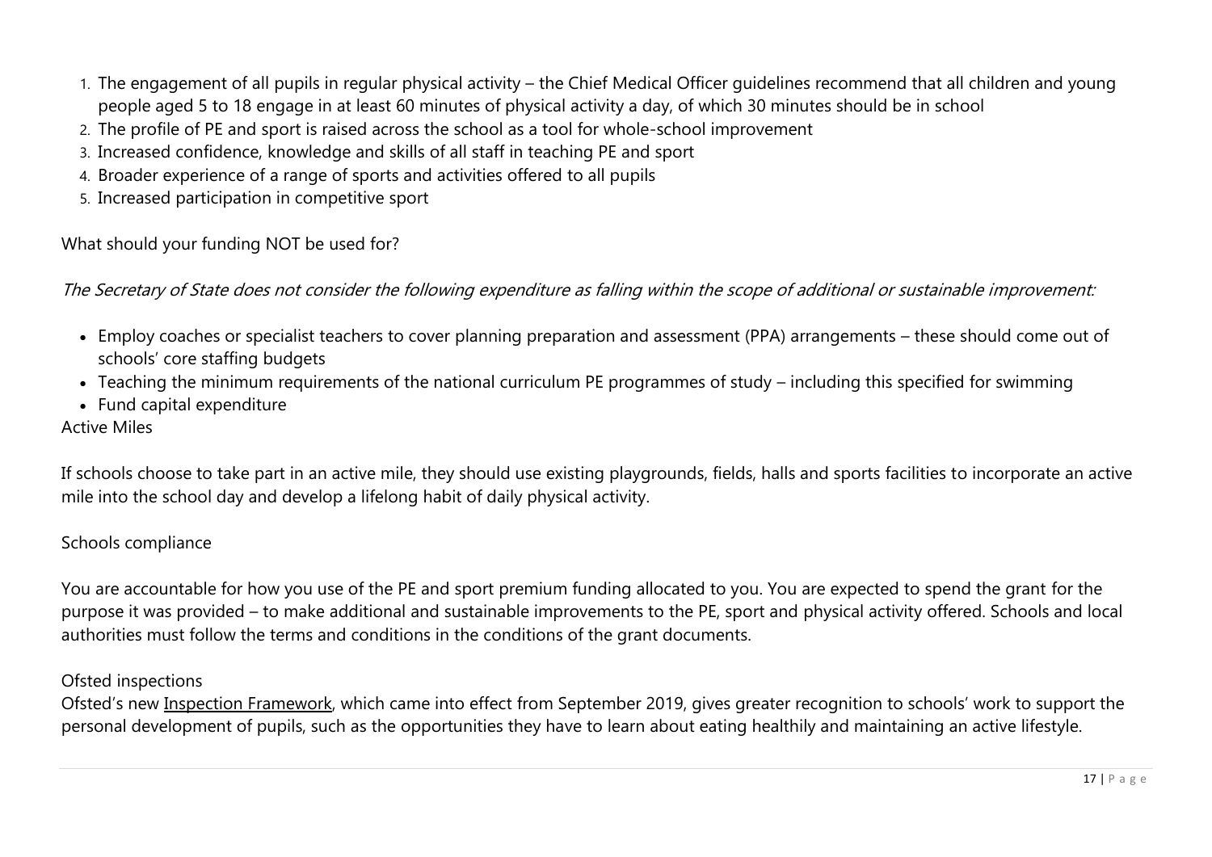1. The engagement of all pupils in regular physical activity – the Chief Medical Officer guidelines recommend that all children and young people aged 5 to 18 engage in at least 60 minutes of physical activity a day, of which 30 minutes should be in school
2. The profile of PE and sport is raised across the school as a tool for whole-school improvement
3. Increased confidence, knowledge and skills of all staff in teaching PE and sport
4. Broader experience of a range of sports and activities offered to all pupils
5. Increased participation in competitive sport

What should your funding NOT be used for?

*The Secretary of State does not consider the following expenditure as falling within the scope of additional or sustainable improvement:*

- Employ coaches or specialist teachers to cover planning preparation and assessment (PPA) arrangements – these should come out of schools' core staffing budgets
- Teaching the minimum requirements of the national curriculum PE programmes of study – including this specified for swimming
- Fund capital expenditure

Active Miles

If schools choose to take part in an active mile, they should use existing playgrounds, fields, halls and sports facilities to incorporate an active mile into the school day and develop a lifelong habit of daily physical activity.

Schools compliance

You are accountable for how you use of the PE and sport premium funding allocated to you. You are expected to spend the grant for the purpose it was provided – to make additional and sustainable improvements to the PE, sport and physical activity offered. Schools and local authorities must follow the terms and conditions in the conditions of the grant documents.

Ofsted inspections

Ofsted's new Inspection Framework, which came into effect from September 2019, gives greater recognition to schools' work to support the personal development of pupils, such as the opportunities they have to learn about eating healthily and maintaining an active lifestyle.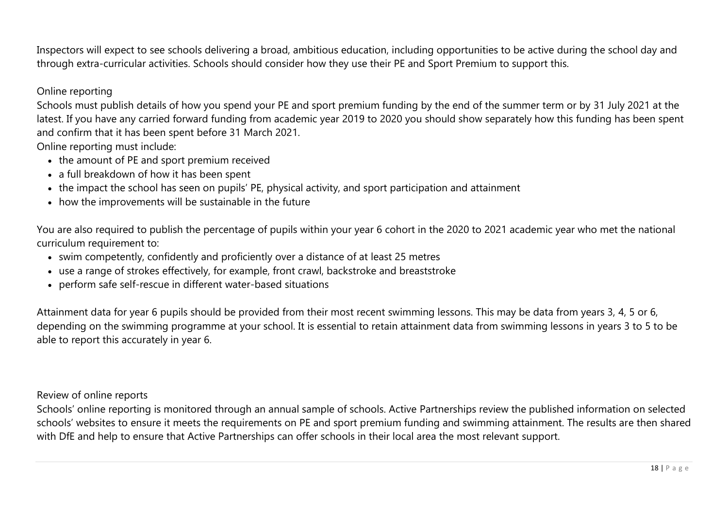Inspectors will expect to see schools delivering a broad, ambitious education, including opportunities to be active during the school day and through extra-curricular activities. Schools should consider how they use their PE and Sport Premium to support this.

## Online reporting

Schools must publish details of how you spend your PE and sport premium funding by the end of the summer term or by 31 July 2021 at the latest. If you have any carried forward funding from academic year 2019 to 2020 you should show separately how this funding has been spent and confirm that it has been spent before 31 March 2021.

Online reporting must include:

- the amount of PE and sport premium received
- a full breakdown of how it has been spent
- the impact the school has seen on pupils' PE, physical activity, and sport participation and attainment
- how the improvements will be sustainable in the future

You are also required to publish the percentage of pupils within your year 6 cohort in the 2020 to 2021 academic year who met the national curriculum requirement to:

- swim competently, confidently and proficiently over a distance of at least 25 metres
- use a range of strokes effectively, for example, front crawl, backstroke and breaststroke
- perform safe self-rescue in different water-based situations

Attainment data for year 6 pupils should be provided from their most recent swimming lessons. This may be data from years 3, 4, 5 or 6, depending on the swimming programme at your school. It is essential to retain attainment data from swimming lessons in years 3 to 5 to be able to report this accurately in year 6.

## Review of online reports

Schools' online reporting is monitored through an annual sample of schools. Active Partnerships review the published information on selected schools' websites to ensure it meets the requirements on PE and sport premium funding and swimming attainment. The results are then shared with DfE and help to ensure that Active Partnerships can offer schools in their local area the most relevant support.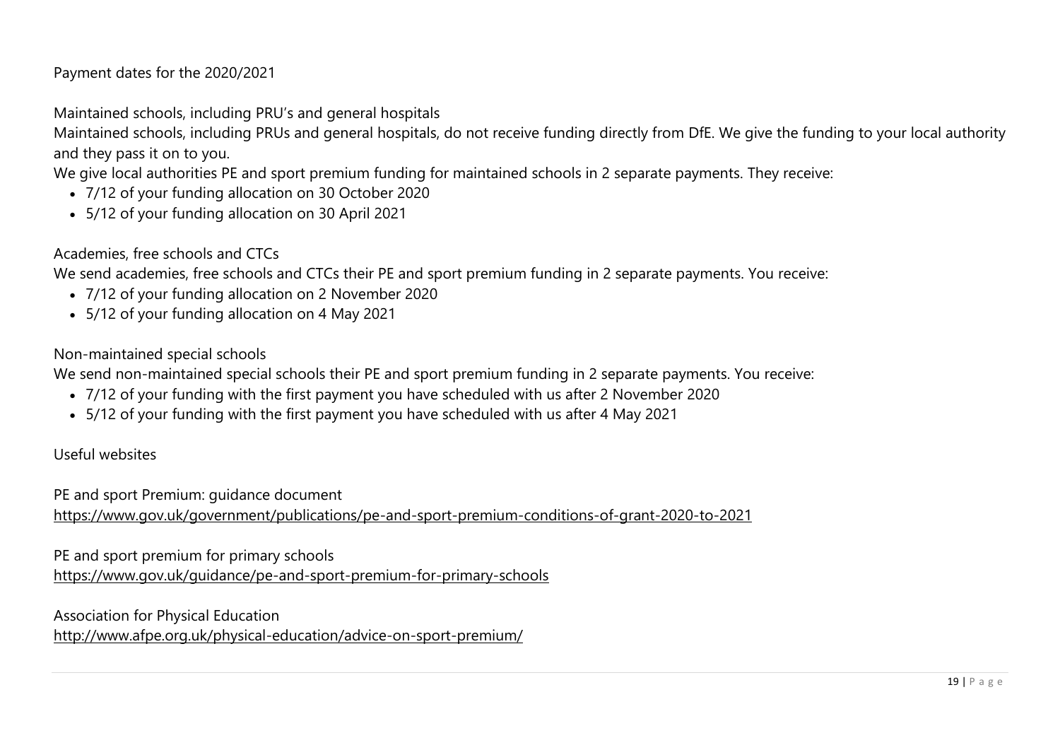Payment dates for the 2020/2021

Maintained schools, including PRU's and general hospitals

Maintained schools, including PRUs and general hospitals, do not receive funding directly from DfE. We give the funding to your local authority and they pass it on to you.

We give local authorities PE and sport premium funding for maintained schools in 2 separate payments. They receive:

- 7/12 of your funding allocation on 30 October 2020
- 5/12 of your funding allocation on 30 April 2021

Academies, free schools and CTCs

We send academies, free schools and CTCs their PE and sport premium funding in 2 separate payments. You receive:

- 7/12 of your funding allocation on 2 November 2020
- 5/12 of your funding allocation on 4 May 2021

Non-maintained special schools

We send non-maintained special schools their PE and sport premium funding in 2 separate payments. You receive:

- 7/12 of your funding with the first payment you have scheduled with us after 2 November 2020
- 5/12 of your funding with the first payment you have scheduled with us after 4 May 2021

Useful websites

PE and sport Premium: guidance document
https://www.gov.uk/government/publications/pe-and-sport-premium-conditions-of-grant-2020-to-2021

PE and sport premium for primary schools
https://www.gov.uk/guidance/pe-and-sport-premium-for-primary-schools

Association for Physical Education
http://www.afpe.org.uk/physical-education/advice-on-sport-premium/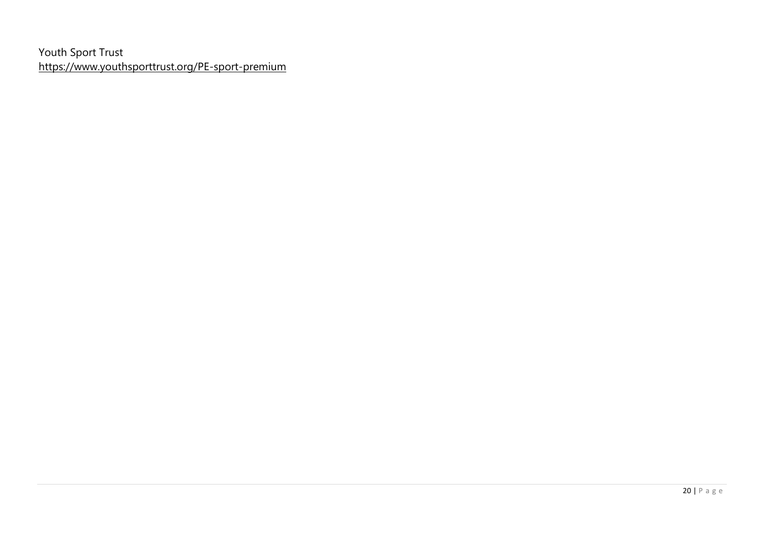Youth Sport Trust
https://www.youthsporttrust.org/PE-sport-premium